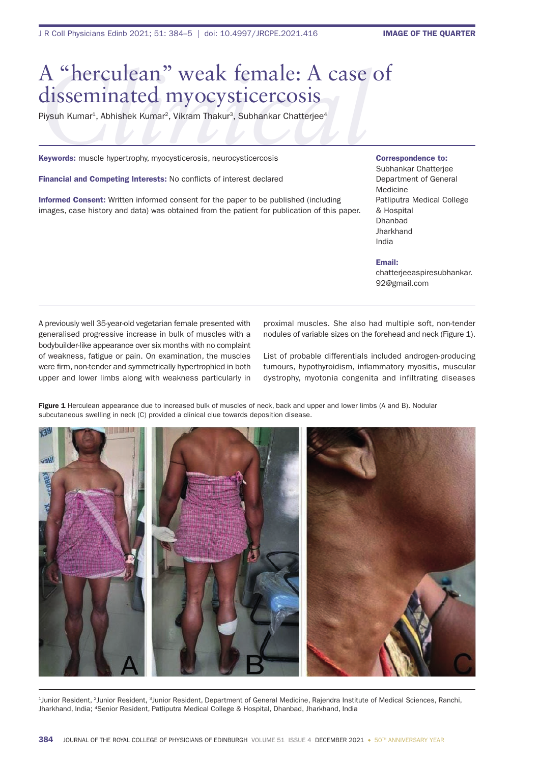# A "herculean" weak female: A case of disseminated myocysticercosis

Piysuh Kumar[1], Abhishek Kumar[2], Vikram Thakur[3], Subhankar Chatterjee[4]

**Keywords:** muscle hypertrophy, myocysticerosis, neurocysticercosis

**Financial and Competing Interests:** No conflicts of interest declared

**Informed Consent:** Written informed consent for the paper to be published (including images, case history and data) was obtained from the patient for publication of this paper.

**Correspondence to:**
Subhankar Chatterjee
Department of General Medicine
Patliputra Medical College & Hospital
Dhanbad
Jharkhand
India

**Email:**
chatterjeeaspiresubhankar.92@gmail.com

A previously well 35-year-old vegetarian female presented with generalised progressive increase in bulk of muscles with a bodybuilder-like appearance over six months with no complaint of weakness, fatigue or pain. On examination, the muscles were firm, non-tender and symmetrically hypertrophied in both upper and lower limbs along with weakness particularly in proximal muscles. She also had multiple soft, non-tender nodules of variable sizes on the forehead and neck (Figure 1).

List of probable differentials included androgen-producing tumours, hypothyroidism, inflammatory myositis, muscular dystrophy, myotonia congenita and infiltrating diseases

**Figure 1** Herculean appearance due to increased bulk of muscles of neck, back and upper and lower limbs (A and B). Nodular subcutaneous swelling in neck (C) provided a clinical clue towards deposition disease.

[1]Junior Resident, [2]Junior Resident, [3]Junior Resident, Department of General Medicine, Rajendra Institute of Medical Sciences, Ranchi, Jharkhand, India; [4]Senior Resident, Patliputra Medical College & Hospital, Dhanbad, Jharkhand, India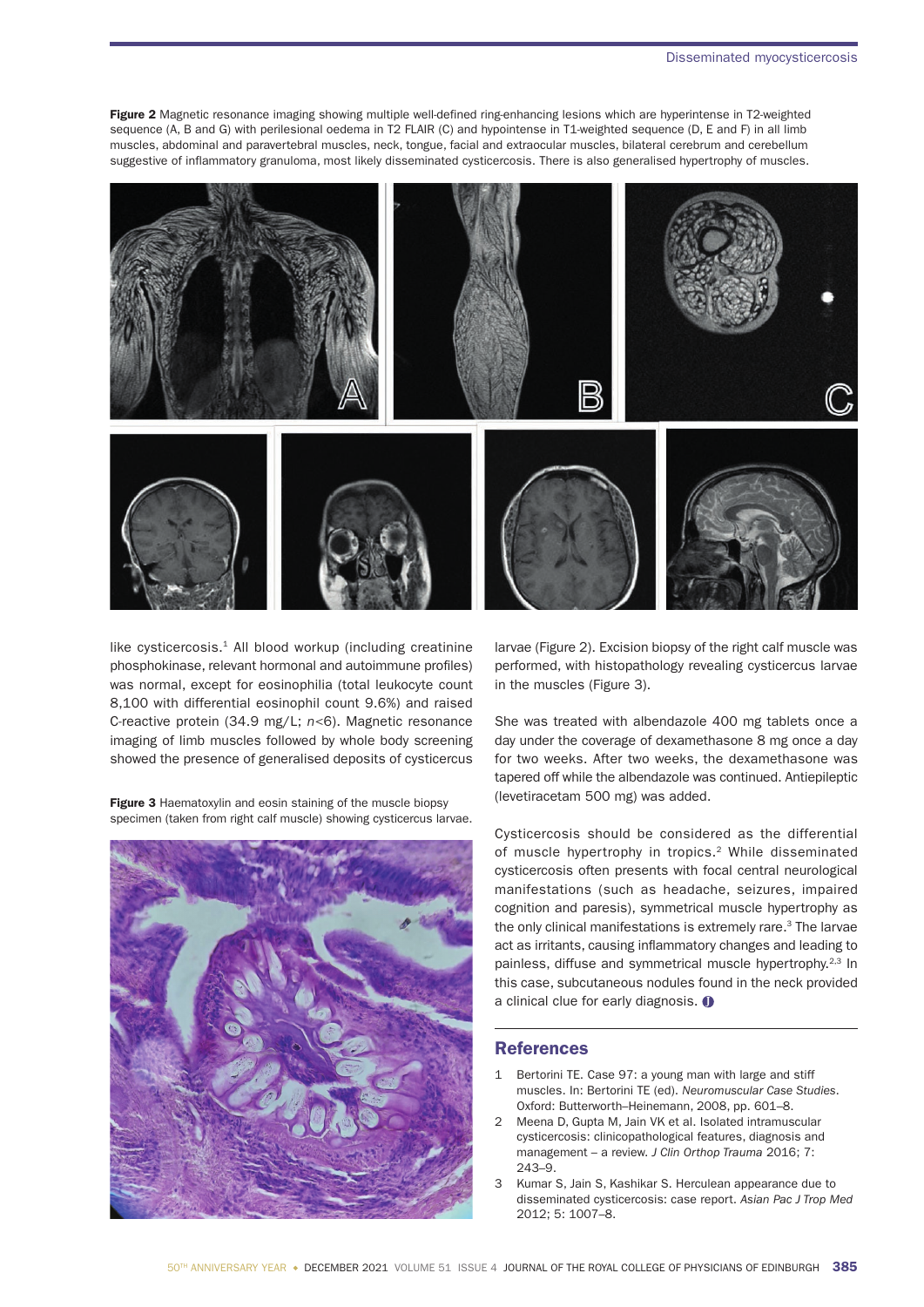**Figure 2** Magnetic resonance imaging showing multiple well-defined ring-enhancing lesions which are hyperintense in T2-weighted sequence (A, B and G) with perilesional oedema in T2 FLAIR (C) and hypointense in T1-weighted sequence (D, E and F) in all limb muscles, abdominal and paravertebral muscles, neck, tongue, facial and extraocular muscles, bilateral cerebrum and cerebellum suggestive of inflammatory granuloma, most likely disseminated cysticercosis. There is also generalised hypertrophy of muscles.

like cysticercosis.[1] All blood workup (including creatinine phosphokinase, relevant hormonal and autoimmune profiles) was normal, except for eosinophilia (total leukocyte count 8,100 with differential eosinophil count 9.6%) and raised C-reactive protein (34.9 mg/L; $n<6$). Magnetic resonance imaging of limb muscles followed by whole body screening showed the presence of generalised deposits of cysticercus larvae (Figure 2). Excision biopsy of the right calf muscle was performed, with histopathology revealing cysticercus larvae in the muscles (Figure 3).

**Figure 3** Haematoxylin and eosin staining of the muscle biopsy specimen (taken from right calf muscle) showing cysticercus larvae.

She was treated with albendazole 400 mg tablets once a day under the coverage of dexamethasone 8 mg once a day for two weeks. After two weeks, the dexamethasone was tapered off while the albendazole was continued. Antiepileptic (levetiracetam 500 mg) was added.

Cysticercosis should be considered as the differential of muscle hypertrophy in tropics.[2] While disseminated cysticercosis often presents with focal central neurological manifestations (such as headache, seizures, impaired cognition and paresis), symmetrical muscle hypertrophy as the only clinical manifestations is extremely rare.[3] The larvae act as irritants, causing inflammatory changes and leading to painless, diffuse and symmetrical muscle hypertrophy.[2,3] In this case, subcutaneous nodules found in the neck provided a clinical clue for early diagnosis.

## References

1. Bertorini TE. Case 97: a young man with large and stiff muscles. In: Bertorini TE (ed). *Neuromuscular Case Studies*. Oxford: Butterworth–Heinemann, 2008, pp. 601–8.
2. Meena D, Gupta M, Jain VK et al. Isolated intramuscular cysticercosis: clinicopathological features, diagnosis and management – a review. *J Clin Orthop Trauma* 2016; 7: 243–9.
3. Kumar S, Jain S, Kashikar S. Herculean appearance due to disseminated cysticercosis: case report. *Asian Pac J Trop Med* 2012; 5: 1007–8.